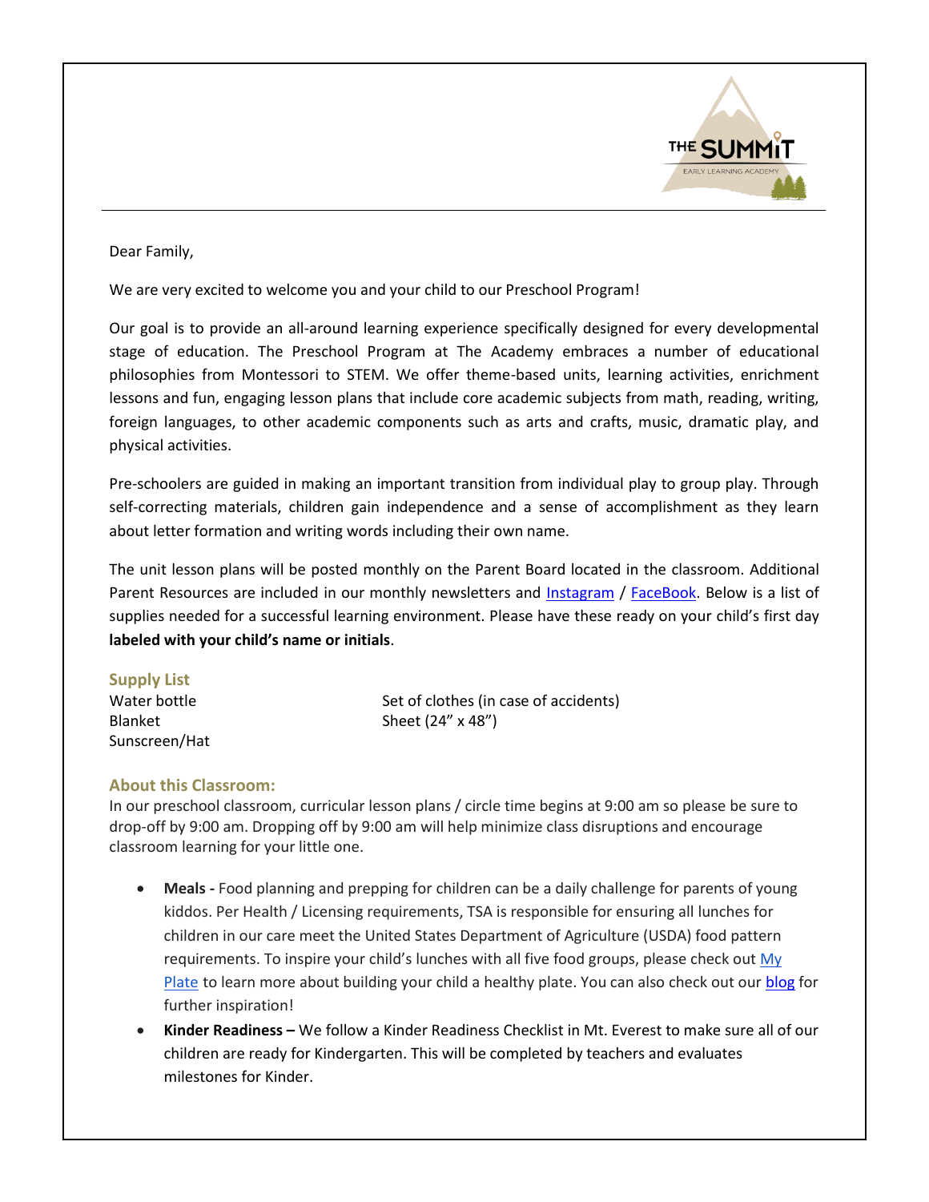Dear Family,

We are very excited to welcome you and your child to our Preschool Program!

Our goal is to provide an all-around learning experience specifically designed for every developmental stage of education. The Preschool Program at The Academy embraces a number of educational philosophies from Montessori to STEM. We offer theme-based units, learning activities, enrichment lessons and fun, engaging lesson plans that include core academic subjects from math, reading, writing, foreign languages, to other academic components such as arts and crafts, music, dramatic play, and physical activities.

Pre-schoolers are guided in making an important transition from individual play to group play. Through self-correcting materials, children gain independence and a sense of accomplishment as they learn about letter formation and writing words including their own name.

The unit lesson plans will be posted monthly on the Parent Board located in the classroom. Additional Parent Resources are included in our monthly newsletters and Instagram / FaceBook. Below is a list of supplies needed for a successful learning environment. Please have these ready on your child's first day **labeled with your child's name or initials**.

### Supply List

- Water bottle
- Blanket
- Sunscreen/Hat
- Set of clothes (in case of accidents)
- Sheet (24" x 48")

### About this Classroom:

In our preschool classroom, curricular lesson plans / circle time begins at 9:00 am so please be sure to drop-off by 9:00 am. Dropping off by 9:00 am will help minimize class disruptions and encourage classroom learning for your little one.

- **Meals -** Food planning and prepping for children can be a daily challenge for parents of young kiddos. Per Health / Licensing requirements, TSA is responsible for ensuring all lunches for children in our care meet the United States Department of Agriculture (USDA) food pattern requirements. To inspire your child's lunches with all five food groups, please check out My Plate to learn more about building your child a healthy plate. You can also check out our blog for further inspiration!
- **Kinder Readiness –** We follow a Kinder Readiness Checklist in Mt. Everest to make sure all of our children are ready for Kindergarten. This will be completed by teachers and evaluates milestones for Kinder.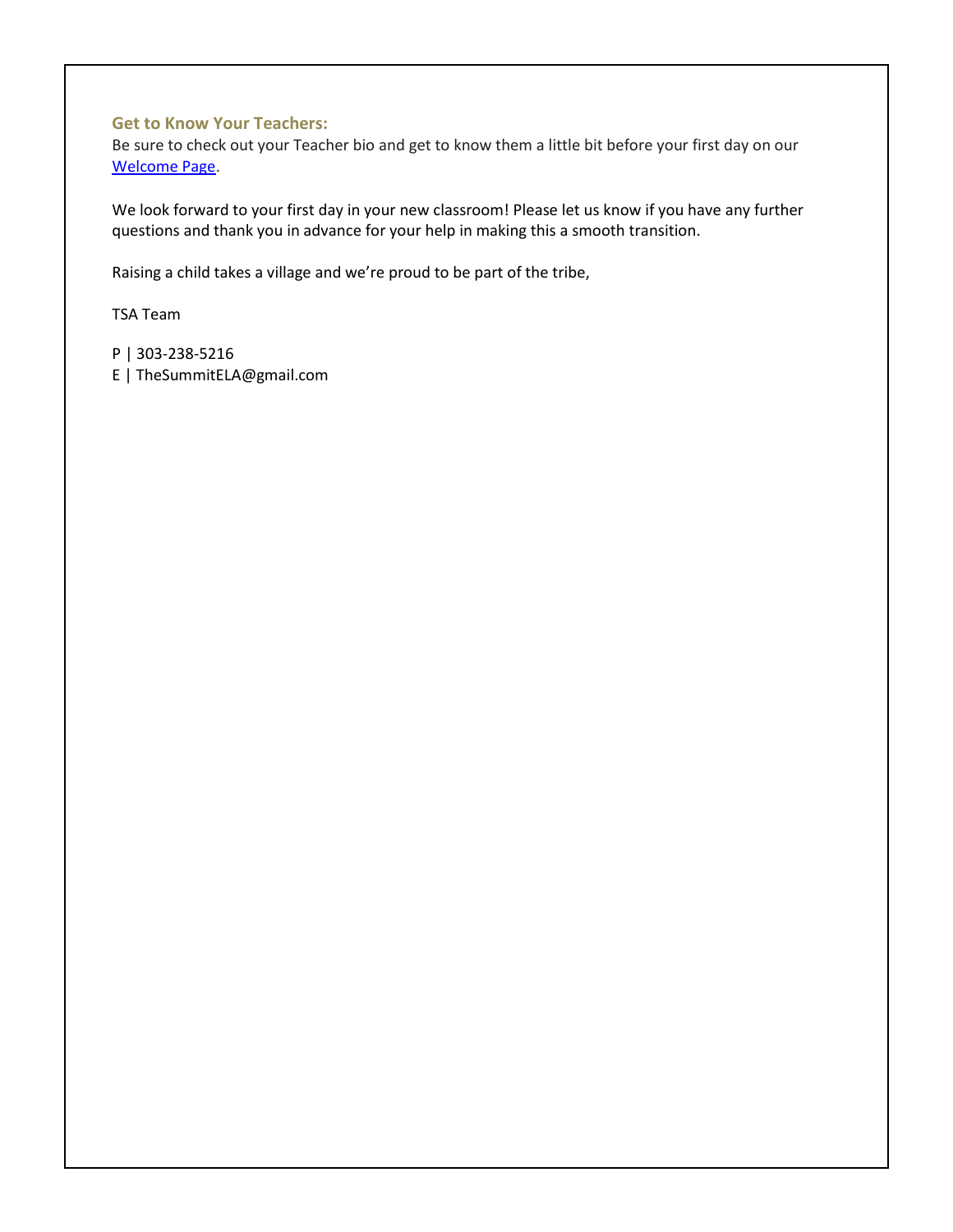### Get to Know Your Teachers:

Be sure to check out your Teacher bio and get to know them a little bit before your first day on our Welcome Page.

We look forward to your first day in your new classroom! Please let us know if you have any further questions and thank you in advance for your help in making this a smooth transition.

Raising a child takes a village and we're proud to be part of the tribe,

TSA Team

P | 303-238-5216
E | TheSummitELA@gmail.com